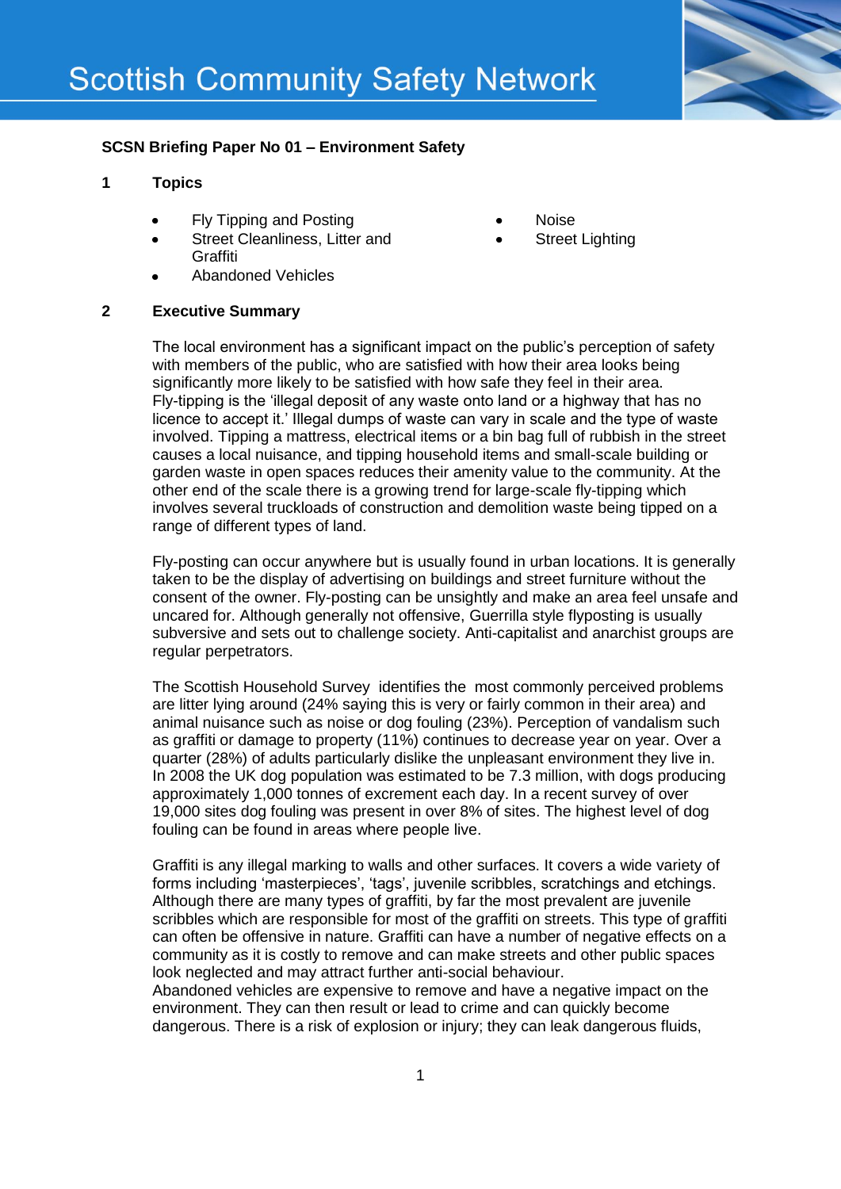# Scottish Community Safety Network

**SCSN Briefing Paper No 01 – Environment Safety**

## 1 Topics

- Fly Tipping and Posting
- Street Cleanliness, Litter and Graffiti
- Abandoned Vehicles
- Noise
- Street Lighting

## 2 Executive Summary

The local environment has a significant impact on the public's perception of safety with members of the public, who are satisfied with how their area looks being significantly more likely to be satisfied with how safe they feel in their area. Fly-tipping is the 'illegal deposit of any waste onto land or a highway that has no licence to accept it.' Illegal dumps of waste can vary in scale and the type of waste involved. Tipping a mattress, electrical items or a bin bag full of rubbish in the street causes a local nuisance, and tipping household items and small-scale building or garden waste in open spaces reduces their amenity value to the community. At the other end of the scale there is a growing trend for large-scale fly-tipping which involves several truckloads of construction and demolition waste being tipped on a range of different types of land.

Fly-posting can occur anywhere but is usually found in urban locations. It is generally taken to be the display of advertising on buildings and street furniture without the consent of the owner. Fly-posting can be unsightly and make an area feel unsafe and uncared for. Although generally not offensive, Guerrilla style flyposting is usually subversive and sets out to challenge society. Anti-capitalist and anarchist groups are regular perpetrators.

The Scottish Household Survey identifies the most commonly perceived problems are litter lying around (24% saying this is very or fairly common in their area) and animal nuisance such as noise or dog fouling (23%). Perception of vandalism such as graffiti or damage to property (11%) continues to decrease year on year. Over a quarter (28%) of adults particularly dislike the unpleasant environment they live in. In 2008 the UK dog population was estimated to be 7.3 million, with dogs producing approximately 1,000 tonnes of excrement each day. In a recent survey of over 19,000 sites dog fouling was present in over 8% of sites. The highest level of dog fouling can be found in areas where people live.

Graffiti is any illegal marking to walls and other surfaces. It covers a wide variety of forms including 'masterpieces', 'tags', juvenile scribbles, scratchings and etchings. Although there are many types of graffiti, by far the most prevalent are juvenile scribbles which are responsible for most of the graffiti on streets. This type of graffiti can often be offensive in nature. Graffiti can have a number of negative effects on a community as it is costly to remove and can make streets and other public spaces look neglected and may attract further anti-social behaviour.

Abandoned vehicles are expensive to remove and have a negative impact on the environment. They can then result or lead to crime and can quickly become dangerous. There is a risk of explosion or injury; they can leak dangerous fluids,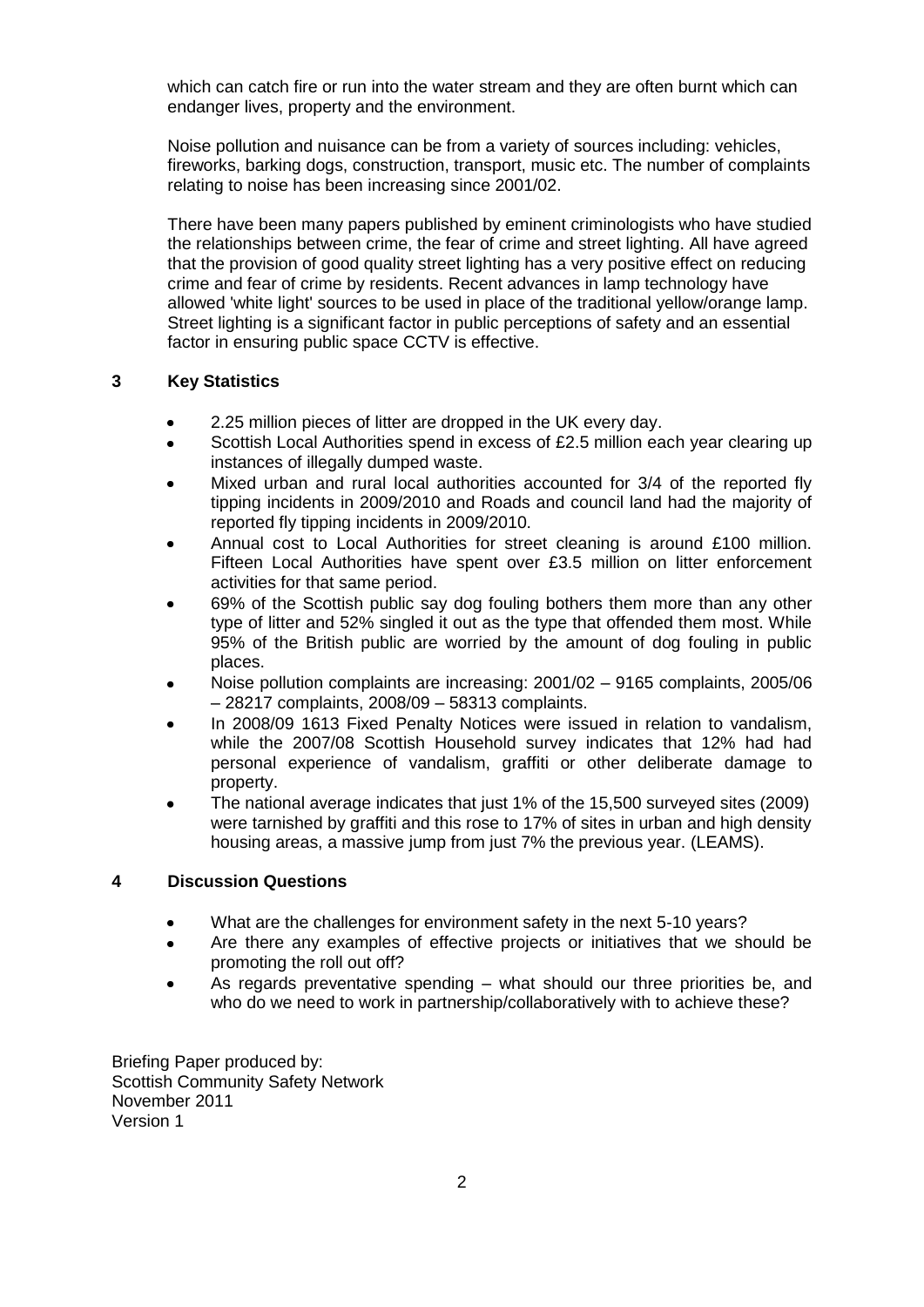which can catch fire or run into the water stream and they are often burnt which can endanger lives, property and the environment.

Noise pollution and nuisance can be from a variety of sources including: vehicles, fireworks, barking dogs, construction, transport, music etc. The number of complaints relating to noise has been increasing since 2001/02.

There have been many papers published by eminent criminologists who have studied the relationships between crime, the fear of crime and street lighting. All have agreed that the provision of good quality street lighting has a very positive effect on reducing crime and fear of crime by residents. Recent advances in lamp technology have allowed 'white light' sources to be used in place of the traditional yellow/orange lamp. Street lighting is a significant factor in public perceptions of safety and an essential factor in ensuring public space CCTV is effective.

## 3 Key Statistics

- 2.25 million pieces of litter are dropped in the UK every day.
- Scottish Local Authorities spend in excess of £2.5 million each year clearing up instances of illegally dumped waste.
- Mixed urban and rural local authorities accounted for 3/4 of the reported fly tipping incidents in 2009/2010 and Roads and council land had the majority of reported fly tipping incidents in 2009/2010.
- Annual cost to Local Authorities for street cleaning is around £100 million. Fifteen Local Authorities have spent over £3.5 million on litter enforcement activities for that same period.
- 69% of the Scottish public say dog fouling bothers them more than any other type of litter and 52% singled it out as the type that offended them most. While 95% of the British public are worried by the amount of dog fouling in public places.
- Noise pollution complaints are increasing: 2001/02 – 9165 complaints, 2005/06 – 28217 complaints, 2008/09 – 58313 complaints.
- In 2008/09 1613 Fixed Penalty Notices were issued in relation to vandalism, while the 2007/08 Scottish Household survey indicates that 12% had had personal experience of vandalism, graffiti or other deliberate damage to property.
- The national average indicates that just 1% of the 15,500 surveyed sites (2009) were tarnished by graffiti and this rose to 17% of sites in urban and high density housing areas, a massive jump from just 7% the previous year. (LEAMS).

## 4 Discussion Questions

- What are the challenges for environment safety in the next 5-10 years?
- Are there any examples of effective projects or initiatives that we should be promoting the roll out off?
- As regards preventative spending – what should our three priorities be, and who do we need to work in partnership/collaboratively with to achieve these?

Briefing Paper produced by:
Scottish Community Safety Network
November 2011
Version 1